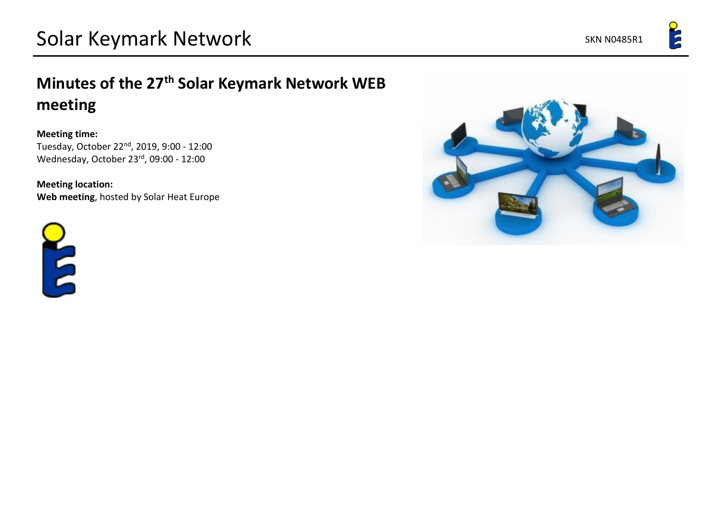# Solar Keymark Network

SKN N0485R1

## Minutes of the 27th Solar Keymark Network WEB meeting

**Meeting time:**
Tuesday, October 22nd, 2019, 9:00 - 12:00
Wednesday, October 23rd, 09:00 - 12:00

**Meeting location:**
**Web meeting**, hosted by Solar Heat Europe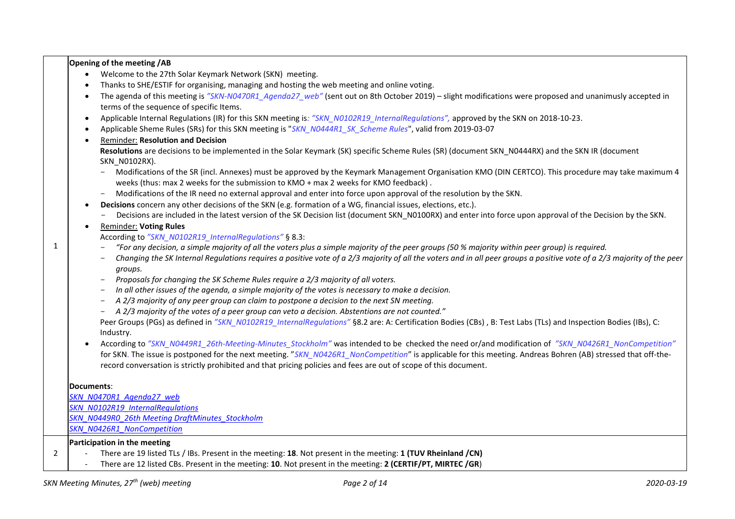| | |
|---|---|
| 1 | **Opening of the meeting /AB**<br>• Welcome to the 27th Solar Keymark Network (SKN) meeting.<br>• Thanks to SHE/ESTIF for organising, managing and hosting the web meeting and online voting.<br>• The agenda of this meeting is *"SKN-N0470R1_Agenda27_web"* (sent out on 8th October 2019) – slight modifications were proposed and unanimusly accepted in terms of the sequence of specific Items.<br>• Applicable Internal Regulations (IR) for this SKN meeting is*: "SKN_N0102R19_InternalRegulations",* approved by the SKN on 2018-10-23.<br>• Applicable Sheme Rules (SRs) for this SKN meeting is "*SKN_N0444R1_SK_Scheme Rules*", valid from 2019-03-07<br>• Reminder: **Resolution and Decision**<br>**Resolutions** are decisions to be implemented in the Solar Keymark (SK) specific Scheme Rules (SR) (document SKN_N0444RX) and the SKN IR (document SKN_N0102RX).<br>- Modifications of the SR (incl. Annexes) must be approved by the Keymark Management Organisation KMO (DIN CERTCO). This procedure may take maximum 4 weeks (thus: max 2 weeks for the submission to KMO + max 2 weeks for KMO feedback) .<br>- Modifications of the IR need no external approval and enter into force upon approval of the resolution by the SKN.<br>• **Decisions** concern any other decisions of the SKN (e.g. formation of a WG, financial issues, elections, etc.).<br>- Decisions are included in the latest version of the SK Decision list (document SKN_N0100RX) and enter into force upon approval of the Decision by the SKN.<br>• Reminder: **Voting Rules**<br>According to *"SKN_N0102R19_InternalRegulations"* § 8.3:<br>- *"For any decision, a simple majority of all the voters plus a simple majority of the peer groups (50 % majority within peer group) is required.*<br>- *Changing the SK Internal Regulations requires a positive vote of a 2/3 majority of all the voters and in all peer groups a positive vote of a 2/3 majority of the peer groups.*<br>- *Proposals for changing the SK Scheme Rules require a 2/3 majority of all voters.*<br>- *In all other issues of the agenda, a simple majority of the votes is necessary to make a decision.*<br>- *A 2/3 majority of any peer group can claim to postpone a decision to the next SN meeting.*<br>- *A 2/3 majority of the votes of a peer group can veto a decision. Abstentions are not counted."*<br>Peer Groups (PGs) as defined in *"SKN_N0102R19_InternalRegulations"* §8.2 are: A: Certification Bodies (CBs) , B: Test Labs (TLs) and Inspection Bodies (IBs), C: Industry.<br>• According to *"SKN_N0449R1_26th-Meeting-Minutes_Stockholm"* was intended to be checked the need or/and modification of *"SKN_N0426R1_NonCompetition"* for SKN. The issue is postponed for the next meeting. "*SKN_N0426R1_NonCompetition*" is applicable for this meeting. Andreas Bohren (AB) stressed that off-the-record conversation is strictly prohibited and that pricing policies and fees are out of scope of this document.<br><br>**Documents**:<br>*SKN_N0470R1_Agenda27_web*<br>*SKN_N0102R19_InternalRegulations*<br>*SKN_N0449R0_26th Meeting DraftMinutes_Stockholm*<br>*SKN_N0426R1_NonCompetition* |
| 2 | **Participation in the meeting**<br>- There are 19 listed TLs / IBs. Present in the meeting: **18**. Not present in the meeting: **1 (TUV Rheinland /CN)**<br>- There are 12 listed CBs. Present in the meeting: **10**. Not present in the meeting: **2 (CERTIF/PT, MIRTEC /GR**) |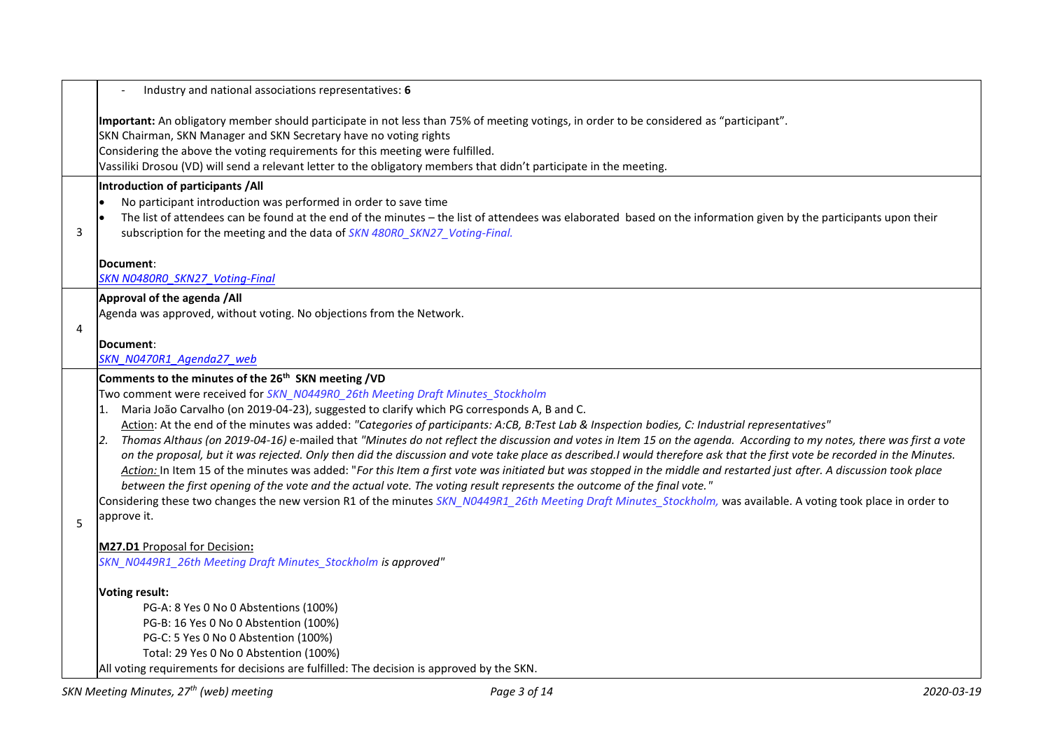| | |
|---|---|
| | - Industry and national associations representatives: **6**<br><br>**Important:** An obligatory member should participate in not less than 75% of meeting votings, in order to be considered as "participant".<br>SKN Chairman, SKN Manager and SKN Secretary have no voting rights<br>Considering the above the voting requirements for this meeting were fulfilled.<br>Vassiliki Drosou (VD) will send a relevant letter to the obligatory members that didn't participate in the meeting. |
| 3 | **Introduction of participants /All**<br>• No participant introduction was performed in order to save time<br>• The list of attendees can be found at the end of the minutes – the list of attendees was elaborated based on the information given by the participants upon their subscription for the meeting and the data of *SKN 480R0_SKN27_Voting-Final.*<br><br>**Document**:<br>*SKN N0480R0_SKN27_Voting-Final* |
| 4 | **Approval of the agenda /All**<br>Agenda was approved, without voting. No objections from the Network.<br><br>**Document**:<br>*SKN_N0470R1_Agenda27_web* |
| 5 | **Comments to the minutes of the 26th SKN meeting /VD**<br>Two comment were received for *SKN_N0449R0_26th Meeting Draft Minutes_Stockholm*<br>1. Maria João Carvalho (on 2019-04-23), suggested to clarify which PG corresponds A, B and C.<br>Action: At the end of the minutes was added: *"Categories of participants: A:CB, B:Test Lab & Inspection bodies, C: Industrial representatives"*<br>2. *Thomas Althaus (on 2019-04-16)* e-mailed that *"Minutes do not reflect the discussion and votes in Item 15 on the agenda. According to my notes, there was first a vote on the proposal, but it was rejected. Only then did the discussion and vote take place as described.I would therefore ask that the first vote be recorded in the Minutes.*<br>*Action:* In Item 15 of the minutes was added: "*For this Item a first vote was initiated but was stopped in the middle and restarted just after. A discussion took place between the first opening of the vote and the actual vote. The voting result represents the outcome of the final vote."*<br>Considering these two changes the new version R1 of the minutes *SKN_N0449R1_26th Meeting Draft Minutes_Stockholm,* was available. A voting took place in order to approve it.<br><br>**M27.D1** Proposal for Decision**:**<br>*SKN_N0449R1_26th Meeting Draft Minutes_Stockholm is approved"*<br><br>**Voting result:**<br>PG-A: 8 Yes 0 No 0 Abstentions (100%)<br>PG-B: 16 Yes 0 No 0 Abstention (100%)<br>PG-C: 5 Yes 0 No 0 Abstention (100%)<br>Total: 29 Yes 0 No 0 Abstention (100%)<br>All voting requirements for decisions are fulfilled: The decision is approved by the SKN. |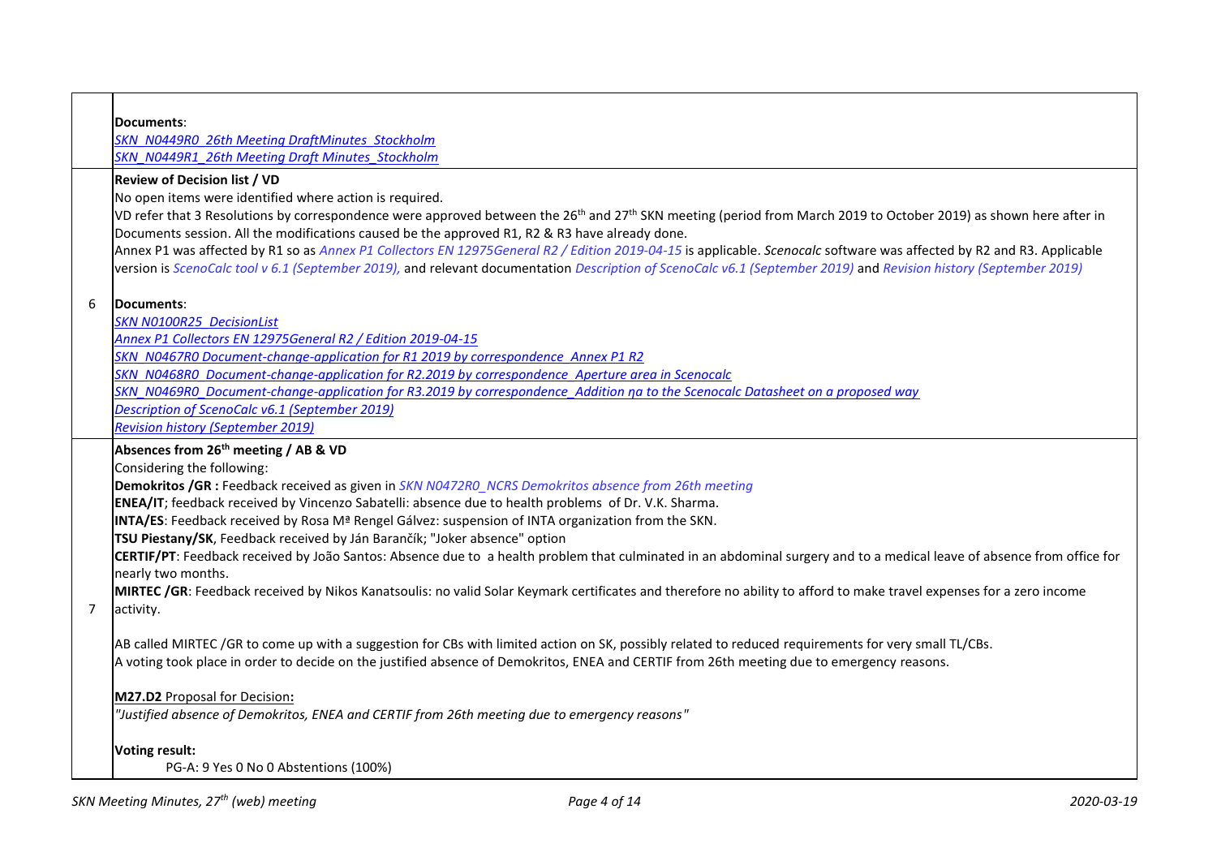| | |
|---|---|
| | **Documents**:<br>*SKN_N0449R0_26th Meeting DraftMinutes_Stockholm*<br>*SKN_N0449R1_26th Meeting Draft Minutes_Stockholm* |
| 6 | **Review of Decision list / VD**<br>No open items were identified where action is required.<br>VD refer that 3 Resolutions by correspondence were approved between the 26th and 27th SKN meeting (period from March 2019 to October 2019) as shown here after in Documents session. All the modifications caused be the approved R1, R2 & R3 have already done.<br>Annex P1 was affected by R1 so as *Annex P1 Collectors EN 12975General R2 / Edition 2019-04-15* is applicable. *Scenocalc* software was affected by R2 and R3. Applicable version is *ScenoCalc tool v 6.1 (September 2019),* and relevant documentation *Description of ScenoCalc v6.1 (September 2019)* and *Revision history (September 2019)*<br><br>**Documents**:<br>*SKN N0100R25_DecisionList*<br>*Annex P1 Collectors EN 12975General R2 / Edition 2019-04-15*<br>*SKN_N0467R0 Document-change-application for R1 2019 by correspondence_Annex P1 R2*<br>*SKN_N0468R0_Document-change-application for R2.2019 by correspondence_Aperture area in Scenocalc*<br>*SKN_N0469R0_Document-change-application for R3.2019 by correspondence_Addition ηa to the Scenocalc Datasheet on a proposed way*<br>*Description of ScenoCalc v6.1 (September 2019)*<br>*Revision history (September 2019)* |
| 7 | **Absences from 26th meeting / AB & VD**<br>Considering the following:<br>**Demokritos /GR :** Feedback received as given in *SKN N0472R0_NCRS Demokritos absence from 26th meeting*<br>**ENEA/IT**; feedback received by Vincenzo Sabatelli: absence due to health problems of Dr. V.K. Sharma.<br>**INTA/ES**: Feedback received by Rosa Mª Rengel Gálvez: suspension of INTA organization from the SKN.<br>**TSU Piestany/SK**, Feedback received by Ján Barančík; "Joker absence" option<br>**CERTIF/PT**: Feedback received by João Santos: Absence due to a health problem that culminated in an abdominal surgery and to a medical leave of absence from office for nearly two months.<br>**MIRTEC /GR**: Feedback received by Nikos Kanatsoulis: no valid Solar Keymark certificates and therefore no ability to afford to make travel expenses for a zero income activity.<br><br>AB called MIRTEC /GR to come up with a suggestion for CBs with limited action on SK, possibly related to reduced requirements for very small TL/CBs.<br>A voting took place in order to decide on the justified absence of Demokritos, ENEA and CERTIF from 26th meeting due to emergency reasons.<br><br>**M27.D2** Proposal for Decision**:**<br>*"Justified absence of Demokritos, ENEA and CERTIF from 26th meeting due to emergency reasons"*<br><br>**Voting result:**<br>PG-A: 9 Yes 0 No 0 Abstentions (100%) |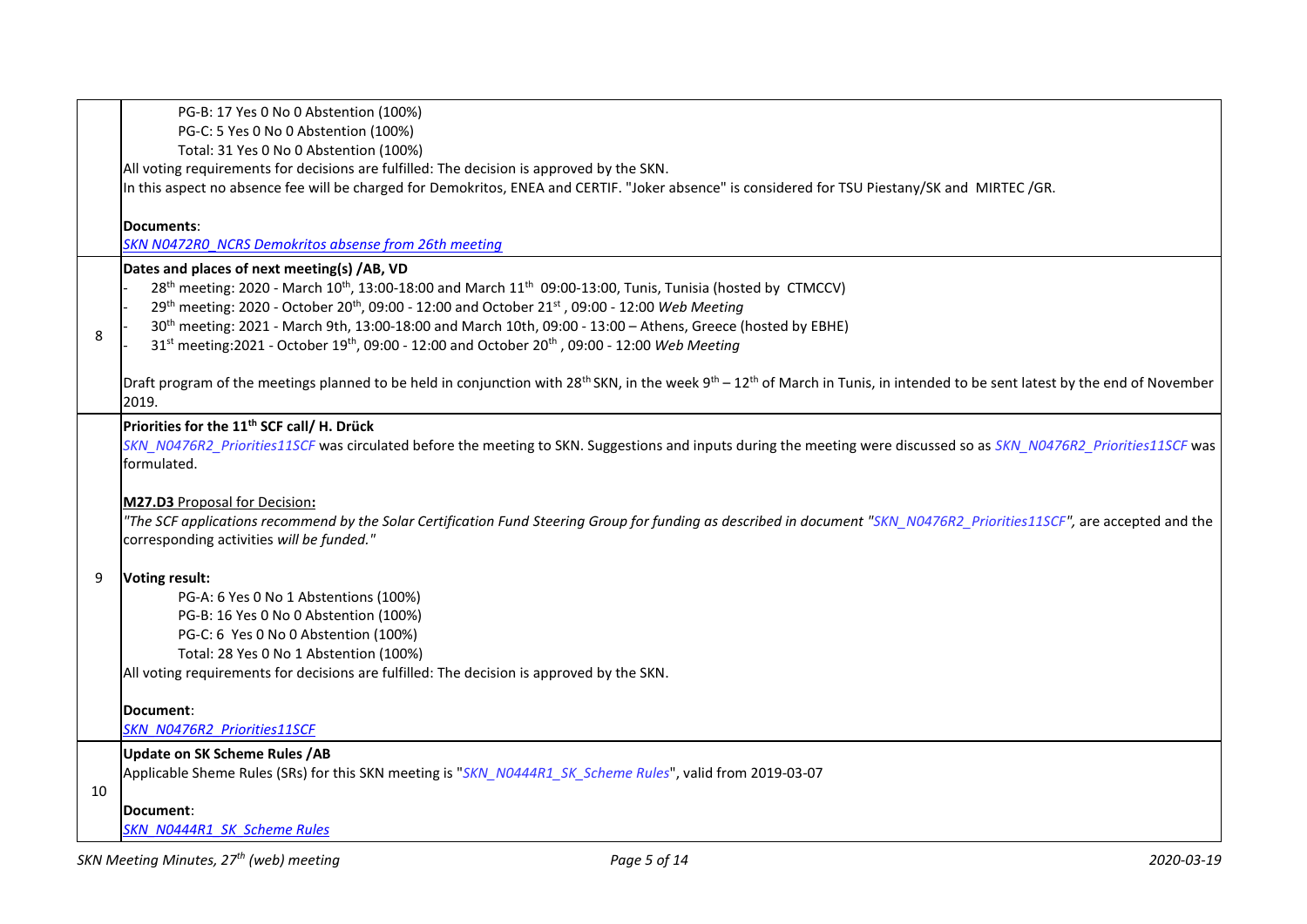| | |
|---|---|
| | PG-B: 17 Yes 0 No 0 Abstention (100%)<br>PG-C: 5 Yes 0 No 0 Abstention (100%)<br>Total: 31 Yes 0 No 0 Abstention (100%)<br>All voting requirements for decisions are fulfilled: The decision is approved by the SKN.<br>In this aspect no absence fee will be charged for Demokritos, ENEA and CERTIF. "Joker absence" is considered for TSU Piestany/SK and MIRTEC /GR.<br><br>**Documents**:<br>*SKN N0472R0_NCRS Demokritos absense from 26th meeting* |
| 8 | **Dates and places of next meeting(s) /AB, VD**<br>- 28th meeting: 2020 - March 10th, 13:00-18:00 and March 11th 09:00-13:00, Tunis, Tunisia (hosted by CTMCCV)<br>- 29th meeting: 2020 - October 20th, 09:00 - 12:00 and October 21st , 09:00 - 12:00 *Web Meeting*<br>- 30th meeting: 2021 - March 9th, 13:00-18:00 and March 10th, 09:00 - 13:00 – Athens, Greece (hosted by EBHE)<br>- 31st meeting:2021 - October 19th, 09:00 - 12:00 and October 20th , 09:00 - 12:00 *Web Meeting*<br><br>Draft program of the meetings planned to be held in conjunction with 28th SKN, in the week 9th – 12th of March in Tunis, in intended to be sent latest by the end of November 2019. |
| 9 | **Priorities for the 11th SCF call/ H. Drück**<br>*SKN_N0476R2_Priorities11SCF* was circulated before the meeting to SKN. Suggestions and inputs during the meeting were discussed so as *SKN_N0476R2_Priorities11SCF* was formulated.<br><br>**M27.D3** Proposal for Decision**:**<br>*"The SCF applications recommend by the Solar Certification Fund Steering Group for funding as described in document "SKN_N0476R2_Priorities11SCF",* are accepted and the corresponding activities *will be funded."*<br><br>**Voting result:**<br>PG-A: 6 Yes 0 No 1 Abstentions (100%)<br>PG-B: 16 Yes 0 No 0 Abstention (100%)<br>PG-C: 6 Yes 0 No 0 Abstention (100%)<br>Total: 28 Yes 0 No 1 Abstention (100%)<br>All voting requirements for decisions are fulfilled: The decision is approved by the SKN.<br><br>**Document**:<br>*SKN_N0476R2_Priorities11SCF* |
| 10 | **Update on SK Scheme Rules /AB**<br>Applicable Sheme Rules (SRs) for this SKN meeting is "*SKN_N0444R1_SK_Scheme Rules*", valid from 2019-03-07<br><br>**Document**:<br>*SKN_N0444R1_SK_Scheme Rules* |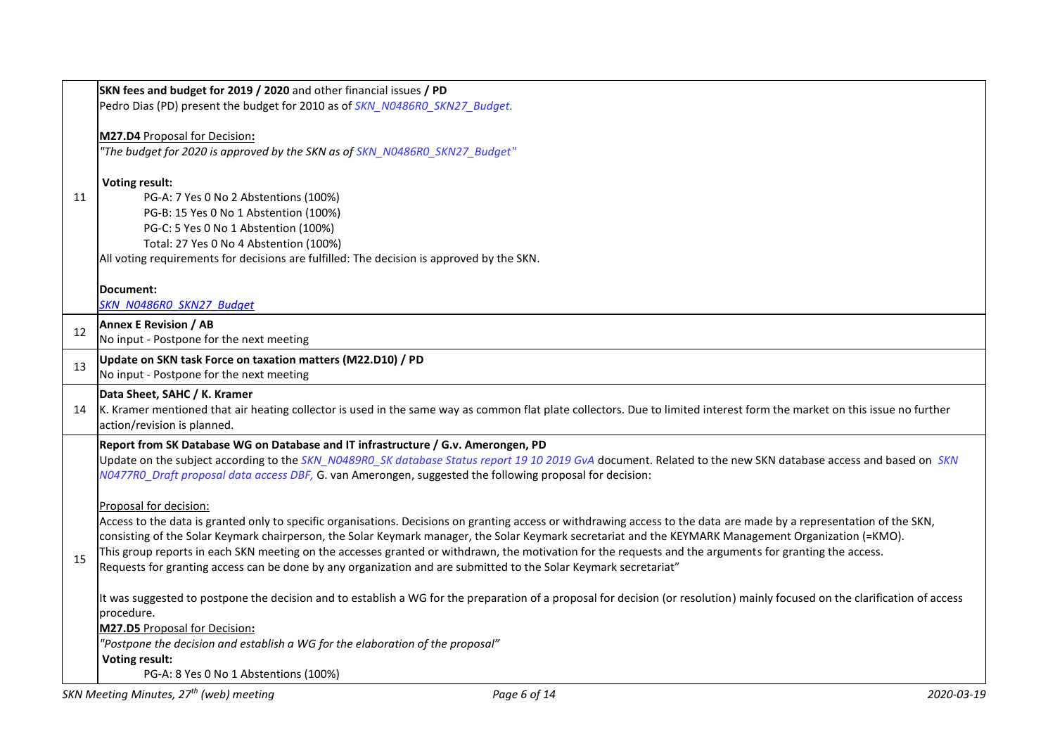| | |
|---|---|
| 11 | **SKN fees and budget for 2019 / 2020** and other financial issues **/ PD**<br>Pedro Dias (PD) present the budget for 2010 as of *SKN_N0486R0_SKN27_Budget.*<br><br>**M27.D4** Proposal for Decision**:**<br>*"The budget for 2020 is approved by the SKN as of SKN_N0486R0_SKN27_Budget"*<br><br>**Voting result:**<br>PG-A: 7 Yes 0 No 2 Abstentions (100%)<br>PG-B: 15 Yes 0 No 1 Abstention (100%)<br>PG-C: 5 Yes 0 No 1 Abstention (100%)<br>Total: 27 Yes 0 No 4 Abstention (100%)<br>All voting requirements for decisions are fulfilled: The decision is approved by the SKN.<br><br>**Document:**<br>*SKN_N0486R0_SKN27_Budget* |
| 12 | **Annex E Revision / AB**<br>No input - Postpone for the next meeting |
| 13 | **Update on SKN task Force on taxation matters (M22.D10) / PD**<br>No input - Postpone for the next meeting |
| 14 | **Data Sheet, SAHC / K. Kramer**<br>K. Kramer mentioned that air heating collector is used in the same way as common flat plate collectors. Due to limited interest form the market on this issue no further action/revision is planned. |
| 15 | **Report from SK Database WG on Database and IT infrastructure / G.v. Amerongen, PD**<br>Update on the subject according to the *SKN_N0489R0_SK database Status report 19 10 2019 GvA* document. Related to the new SKN database access and based on *SKN N0477R0_Draft proposal data access DBF,* G. van Amerongen, suggested the following proposal for decision:<br><br>Proposal for decision:<br>Access to the data is granted only to specific organisations. Decisions on granting access or withdrawing access to the data are made by a representation of the SKN, consisting of the Solar Keymark chairperson, the Solar Keymark manager, the Solar Keymark secretariat and the KEYMARK Management Organization (=KMO).<br>This group reports in each SKN meeting on the accesses granted or withdrawn, the motivation for the requests and the arguments for granting the access.<br>Requests for granting access can be done by any organization and are submitted to the Solar Keymark secretariat"<br><br>It was suggested to postpone the decision and to establish a WG for the preparation of a proposal for decision (or resolution) mainly focused on the clarification of access procedure.<br>**M27.D5** Proposal for Decision**:**<br>*"Postpone the decision and establish a WG for the elaboration of the proposal"*<br>**Voting result:**<br>PG-A: 8 Yes 0 No 1 Abstentions (100%) |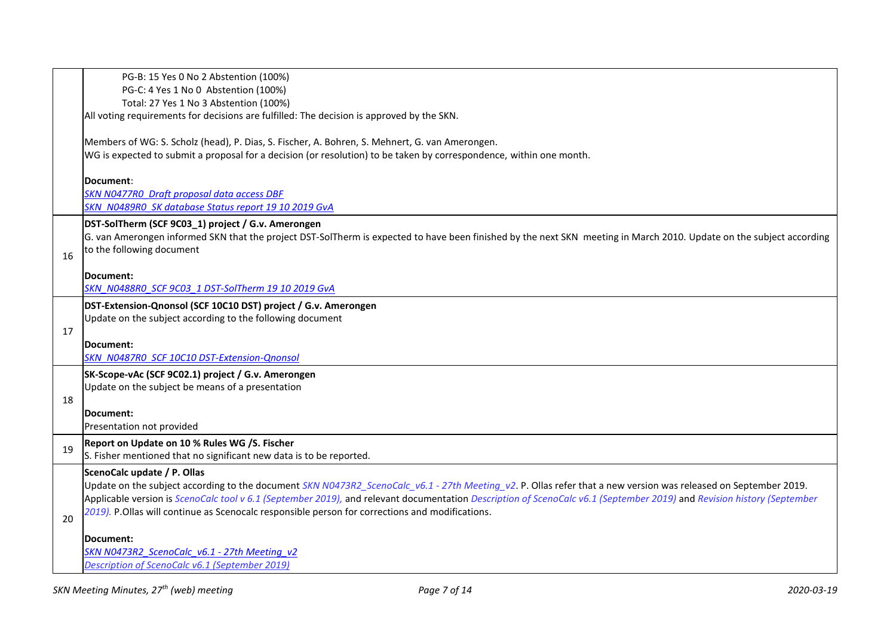| | |
|---|---|
| | PG-B: 15 Yes 0 No 2 Abstention (100%)<br>PG-C: 4 Yes 1 No 0 Abstention (100%)<br>Total: 27 Yes 1 No 3 Abstention (100%)<br>All voting requirements for decisions are fulfilled: The decision is approved by the SKN.<br><br>Members of WG: S. Scholz (head), P. Dias, S. Fischer, A. Bohren, S. Mehnert, G. van Amerongen.<br>WG is expected to submit a proposal for a decision (or resolution) to be taken by correspondence, within one month.<br><br>**Document**:<br>*SKN N0477R0 Draft proposal data access DBF*<br>*SKN_N0489R0_SK database Status report 19 10 2019 GvA* |
| 16 | **DST-SolTherm (SCF 9C03_1) project / G.v. Amerongen**<br>G. van Amerongen informed SKN that the project DST-SolTherm is expected to have been finished by the next SKN meeting in March 2010. Update on the subject according to the following document<br><br>**Document:**<br>*SKN_N0488R0_SCF 9C03_1 DST-SolTherm 19 10 2019 GvA* |
| 17 | **DST-Extension-Qnonsol (SCF 10C10 DST) project / G.v. Amerongen**<br>Update on the subject according to the following document<br><br>**Document:**<br>*SKN_N0487R0_SCF 10C10 DST-Extension-Qnonsol* |
| 18 | **SK-Scope-vAc (SCF 9C02.1) project / G.v. Amerongen**<br>Update on the subject be means of a presentation<br><br>**Document:**<br>Presentation not provided |
| 19 | **Report on Update on 10 % Rules WG /S. Fischer**<br>S. Fisher mentioned that no significant new data is to be reported. |
| 20 | **ScenoCalc update / P. Ollas**<br>Update on the subject according to the document *SKN N0473R2_ScenoCalc_v6.1 - 27th Meeting_v2*. P. Ollas refer that a new version was released on September 2019. Applicable version is *ScenoCalc tool v 6.1 (September 2019),* and relevant documentation *Description of ScenoCalc v6.1 (September 2019)* and *Revision history (September 2019).* P.Ollas will continue as Scenocalc responsible person for corrections and modifications.<br><br>**Document:**<br>*SKN N0473R2_ScenoCalc_v6.1 - 27th Meeting_v2*<br>*Description of ScenoCalc v6.1 (September 2019)* |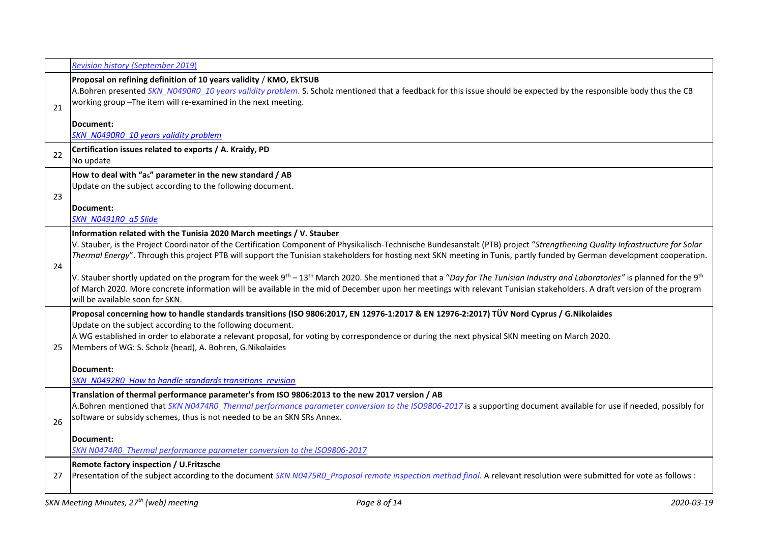| | |
|---|---|
| | *Revision history (September 2019)* |
| 21 | **Proposal on refining definition of 10 years validity / KMO, EkTSUB**<br>A.Bohren presented *SKN_N0490R0_10 years validity problem.* S. Scholz mentioned that a feedback for this issue should be expected by the responsible body thus the CB working group –The item will re-examined in the next meeting.<br><br>**Document:**<br>*SKN_N0490R0_10 years validity problem* |
| 22 | **Certification issues related to exports / A. Kraidy, PD**<br>No update |
| 23 | **How to deal with "$a_5$" parameter in the new standard / AB**<br>Update on the subject according to the following document.<br><br>**Document:**<br>*SKN_N0491R0_a5 Slide* |
| 24 | **Information related with the Tunisia 2020 March meetings / V. Stauber**<br>V. Stauber, is the Project Coordinator of the Certification Component of Physikalisch-Technische Bundesanstalt (PTB) project "*Strengthening Quality Infrastructure for Solar Thermal Energy*". Through this project PTB will support the Tunisian stakeholders for hosting next SKN meeting in Tunis, partly funded by German development cooperation.<br><br>V. Stauber shortly updated on the program for the week 9th – 13th March 2020. She mentioned that a "*Day for The Tunisian Industry and Laboratories"* is planned for the 9th of March 2020. More concrete information will be available in the mid of December upon her meetings with relevant Tunisian stakeholders. A draft version of the program will be available soon for SKN. |
| 25 | **Proposal concerning how to handle standards transitions (ISO 9806:2017, EN 12976-1:2017 & EN 12976-2:2017) TÜV Nord Cyprus / G.Nikolaides**<br>Update on the subject according to the following document.<br>A WG established in order to elaborate a relevant proposal, for voting by correspondence or during the next physical SKN meeting on March 2020.<br>Members of WG: S. Scholz (head), A. Bohren, G.Nikolaides<br><br>**Document:**<br>*SKN_N0492R0_How to handle standards transitions_revision* |
| 26 | **Translation of thermal performance parameter's from ISO 9806:2013 to the new 2017 version / AB**<br>A.Bohren mentioned that *SKN N0474R0_Thermal performance parameter conversion to the ISO9806-2017* is a supporting document available for use if needed, possibly for software or subsidy schemes, thus is not needed to be an SKN SRs Annex.<br><br>**Document:**<br>*SKN N0474R0_Thermal performance parameter conversion to the ISO9806-2017* |
| 27 | **Remote factory inspection / U.Fritzsche**<br>Presentation of the subject according to the document *SKN N0475R0_Proposal remote inspection method final.* A relevant resolution were submitted for vote as follows : |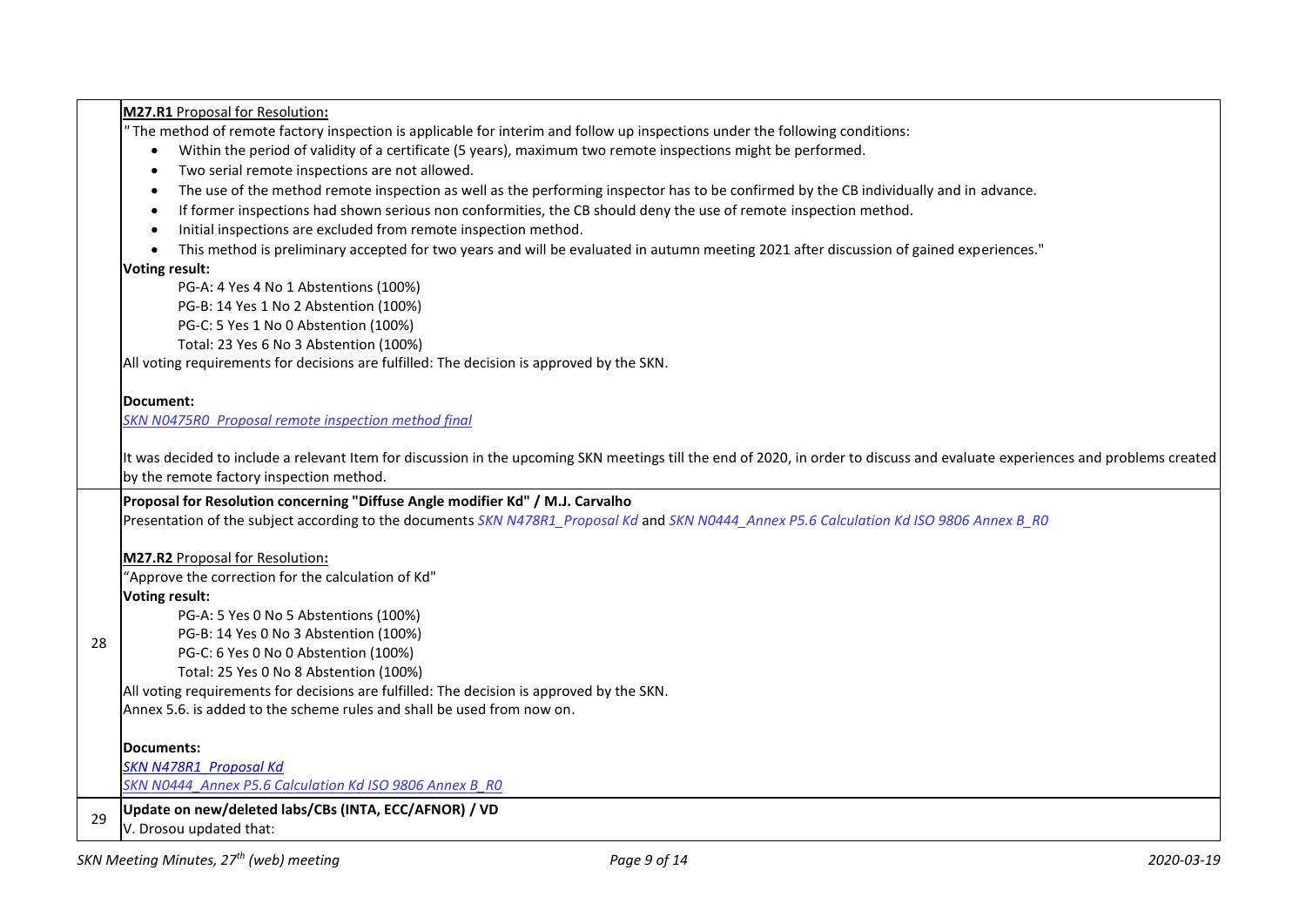| | |
|---|---|
| | **M27.R1** Proposal for Resolution**:**<br>" The method of remote factory inspection is applicable for interim and follow up inspections under the following conditions:<br>• Within the period of validity of a certificate (5 years), maximum two remote inspections might be performed.<br>• Two serial remote inspections are not allowed.<br>• The use of the method remote inspection as well as the performing inspector has to be confirmed by the CB individually and in advance.<br>• If former inspections had shown serious non conformities, the CB should deny the use of remote inspection method.<br>• Initial inspections are excluded from remote inspection method.<br>• This method is preliminary accepted for two years and will be evaluated in autumn meeting 2021 after discussion of gained experiences."<br>**Voting result:**<br>PG-A: 4 Yes 4 No 1 Abstentions (100%)<br>PG-B: 14 Yes 1 No 2 Abstention (100%)<br>PG-C: 5 Yes 1 No 0 Abstention (100%)<br>Total: 23 Yes 6 No 3 Abstention (100%)<br>All voting requirements for decisions are fulfilled: The decision is approved by the SKN.<br><br>**Document:**<br>*SKN N0475R0 Proposal remote inspection method final*<br><br>It was decided to include a relevant Item for discussion in the upcoming SKN meetings till the end of 2020, in order to discuss and evaluate experiences and problems created by the remote factory inspection method. |
| 28 | **Proposal for Resolution concerning "Diffuse Angle modifier Kd" / M.J. Carvalho**<br>Presentation of the subject according to the documents *SKN N478R1_Proposal Kd* and *SKN N0444_Annex P5.6 Calculation Kd ISO 9806 Annex B_R0*<br><br>**M27.R2** Proposal for Resolution**:**<br>"Approve the correction for the calculation of Kd"<br>**Voting result:**<br>PG-A: 5 Yes 0 No 5 Abstentions (100%)<br>PG-B: 14 Yes 0 No 3 Abstention (100%)<br>PG-C: 6 Yes 0 No 0 Abstention (100%)<br>Total: 25 Yes 0 No 8 Abstention (100%)<br>All voting requirements for decisions are fulfilled: The decision is approved by the SKN.<br>Annex 5.6. is added to the scheme rules and shall be used from now on.<br><br>**Documents:**<br>*SKN N478R1 Proposal Kd*<br>*SKN N0444_Annex P5.6 Calculation Kd ISO 9806 Annex B_R0* |
| 29 | **Update on new/deleted labs/CBs (INTA, ECC/AFNOR) / VD**<br>V. Drosou updated that: |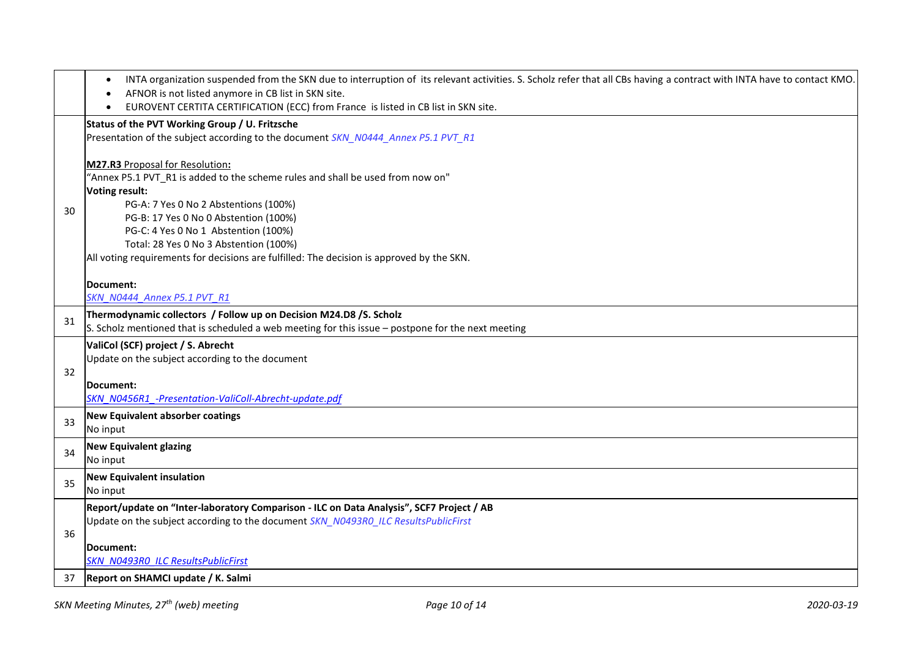| | |
|---|---|
| | • INTA organization suspended from the SKN due to interruption of its relevant activities. S. Scholz refer that all CBs having a contract with INTA have to contact KMO.<br>• AFNOR is not listed anymore in CB list in SKN site.<br>• EUROVENT CERTITA CERTIFICATION (ECC) from France is listed in CB list in SKN site. |
| 30 | **Status of the PVT Working Group / U. Fritzsche**<br>Presentation of the subject according to the document *SKN_N0444_Annex P5.1 PVT_R1*<br><br>**M27.R3** Proposal for Resolution**:**<br>"Annex P5.1 PVT_R1 is added to the scheme rules and shall be used from now on"<br>**Voting result:**<br>PG-A: 7 Yes 0 No 2 Abstentions (100%)<br>PG-B: 17 Yes 0 No 0 Abstention (100%)<br>PG-C: 4 Yes 0 No 1 Abstention (100%)<br>Total: 28 Yes 0 No 3 Abstention (100%)<br>All voting requirements for decisions are fulfilled: The decision is approved by the SKN.<br><br>**Document:**<br>*SKN_N0444_Annex P5.1 PVT_R1* |
| 31 | **Thermodynamic collectors / Follow up on Decision M24.D8 /S. Scholz**<br>S. Scholz mentioned that is scheduled a web meeting for this issue – postpone for the next meeting |
| 32 | **ValiCol (SCF) project / S. Abrecht**<br>Update on the subject according to the document<br><br>**Document:**<br>*SKN_N0456R1_-Presentation-ValiColl-Abrecht-update.pdf* |
| 33 | **New Equivalent absorber coatings**<br>No input |
| 34 | **New Equivalent glazing**<br>No input |
| 35 | **New Equivalent insulation**<br>No input |
| 36 | **Report/update on "Inter-laboratory Comparison - ILC on Data Analysis", SCF7 Project / AB**<br>Update on the subject according to the document *SKN_N0493R0_ILC ResultsPublicFirst*<br><br>**Document:**<br>*SKN_N0493R0_ILC ResultsPublicFirst* |
| 37 | **Report on SHAMCI update / K. Salmi** |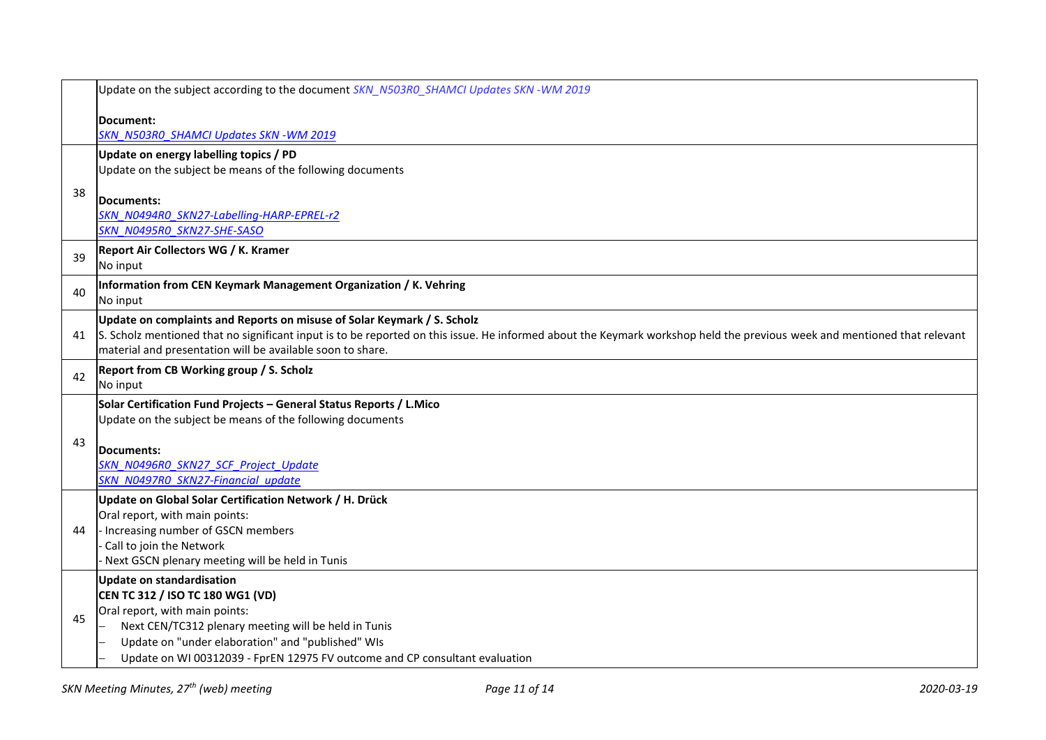| | |
|---|---|
| | Update on the subject according to the document *SKN_N503R0_SHAMCI Updates SKN -WM 2019*<br><br>**Document:**<br>*SKN_N503R0_SHAMCI Updates SKN -WM 2019* |
| 38 | **Update on energy labelling topics / PD**<br>Update on the subject be means of the following documents<br><br>**Documents:**<br>*SKN_N0494R0_SKN27-Labelling-HARP-EPREL-r2*<br>*SKN_N0495R0_SKN27-SHE-SASO* |
| 39 | **Report Air Collectors WG / K. Kramer**<br>No input |
| 40 | **Information from CEN Keymark Management Organization / K. Vehring**<br>No input |
| 41 | **Update on complaints and Reports on misuse of Solar Keymark / S. Scholz**<br>S. Scholz mentioned that no significant input is to be reported on this issue. He informed about the Keymark workshop held the previous week and mentioned that relevant material and presentation will be available soon to share. |
| 42 | **Report from CB Working group / S. Scholz**<br>No input |
| 43 | **Solar Certification Fund Projects – General Status Reports / L.Mico**<br>Update on the subject be means of the following documents<br><br>**Documents:**<br>*SKN_N0496R0_SKN27_SCF_Project_Update*<br>*SKN_N0497R0_SKN27-Financial_update* |
| 44 | **Update on Global Solar Certification Network / H. Drück**<br>Oral report, with main points:<br>- Increasing number of GSCN members<br>- Call to join the Network<br>- Next GSCN plenary meeting will be held in Tunis |
| 45 | **Update on standardisation**<br>**CEN TC 312 / ISO TC 180 WG1 (VD)**<br>Oral report, with main points:<br>– Next CEN/TC312 plenary meeting will be held in Tunis<br>– Update on "under elaboration" and "published" WIs<br>– Update on WI 00312039 - FprEN 12975 FV outcome and CP consultant evaluation |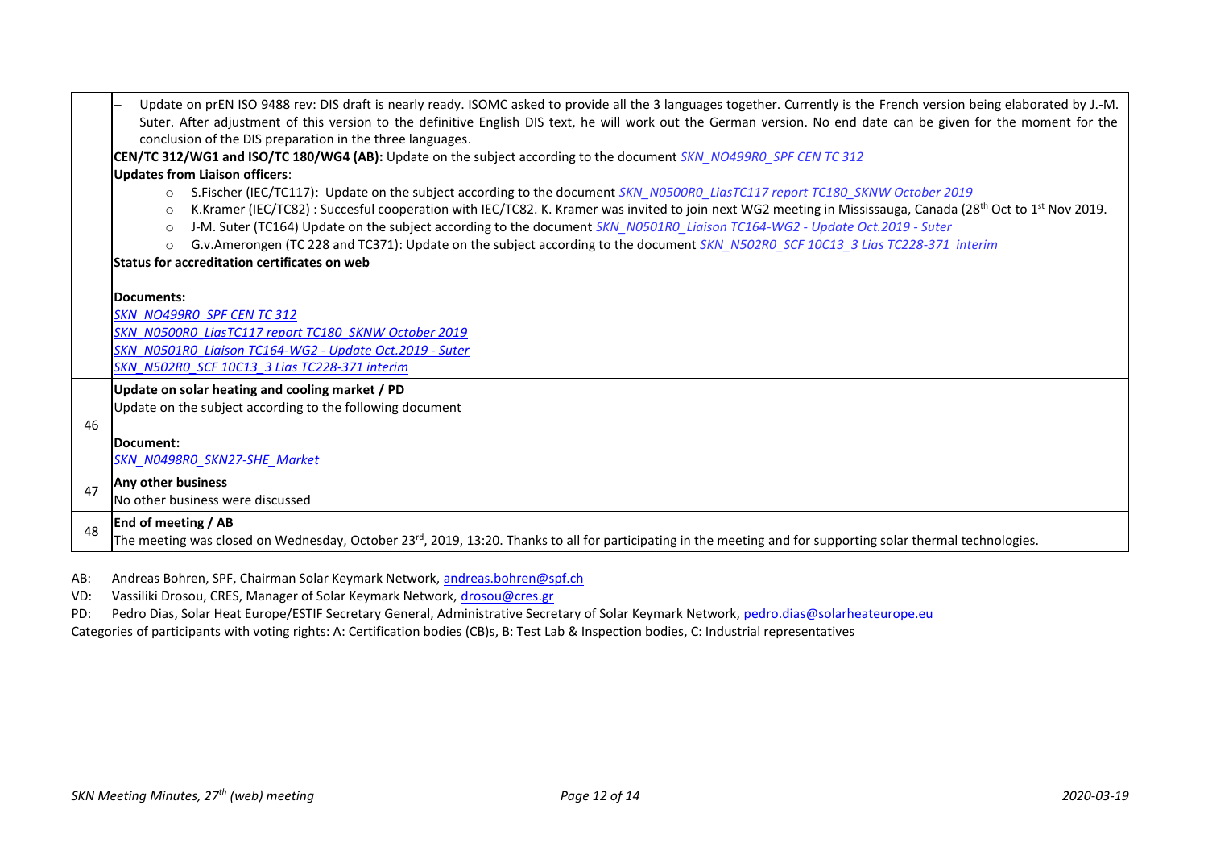| | |
|---|---|
| | – Update on prEN ISO 9488 rev: DIS draft is nearly ready. ISOMC asked to provide all the 3 languages together. Currently is the French version being elaborated by J.-M. Suter. After adjustment of this version to the definitive English DIS text, he will work out the German version. No end date can be given for the moment for the conclusion of the DIS preparation in the three languages.<br>**CEN/TC 312/WG1 and ISO/TC 180/WG4 (AB):** Update on the subject according to the document *SKN_NO499R0_SPF CEN TC 312*<br>**Updates from Liaison officers**:<br>○ S.Fischer (IEC/TC117): Update on the subject according to the document *SKN_N0500R0_LiasTC117 report TC180_SKNW October 2019*<br>○ K.Kramer (IEC/TC82) : Succesful cooperation with IEC/TC82. K. Kramer was invited to join next WG2 meeting in Mississauga, Canada (28th Oct to 1st Nov 2019.<br>○ J-M. Suter (TC164) Update on the subject according to the document *SKN_N0501R0_Liaison TC164-WG2 - Update Oct.2019 - Suter*<br>○ G.v.Amerongen (TC 228 and TC371): Update on the subject according to the document *SKN_N502R0_SCF 10C13_3 Lias TC228-371 interim*<br>**Status for accreditation certificates on web**<br><br>**Documents:**<br>*SKN_NO499R0_SPF CEN TC 312*<br>*SKN_N0500R0_LiasTC117 report TC180_SKNW October 2019*<br>*SKN_N0501R0_Liaison TC164-WG2 - Update Oct.2019 - Suter*<br>*SKN_N502R0_SCF 10C13_3 Lias TC228-371 interim* |
| 46 | **Update on solar heating and cooling market / PD**<br>Update on the subject according to the following document<br><br>**Document:**<br>*SKN_N0498R0_SKN27-SHE_Market* |
| 47 | **Any other business**<br>No other business were discussed |
| 48 | **End of meeting / AB**<br>The meeting was closed on Wednesday, October 23rd, 2019, 13:20. Thanks to all for participating in the meeting and for supporting solar thermal technologies. |

AB: Andreas Bohren, SPF, Chairman Solar Keymark Network, andreas.bohren@spf.ch

VD: Vassiliki Drosou, CRES, Manager of Solar Keymark Network, drosou@cres.gr

PD: Pedro Dias, Solar Heat Europe/ESTIF Secretary General, Administrative Secretary of Solar Keymark Network, pedro.dias@solarheateurope.eu

Categories of participants with voting rights: A: Certification bodies (CB)s, B: Test Lab & Inspection bodies, C: Industrial representatives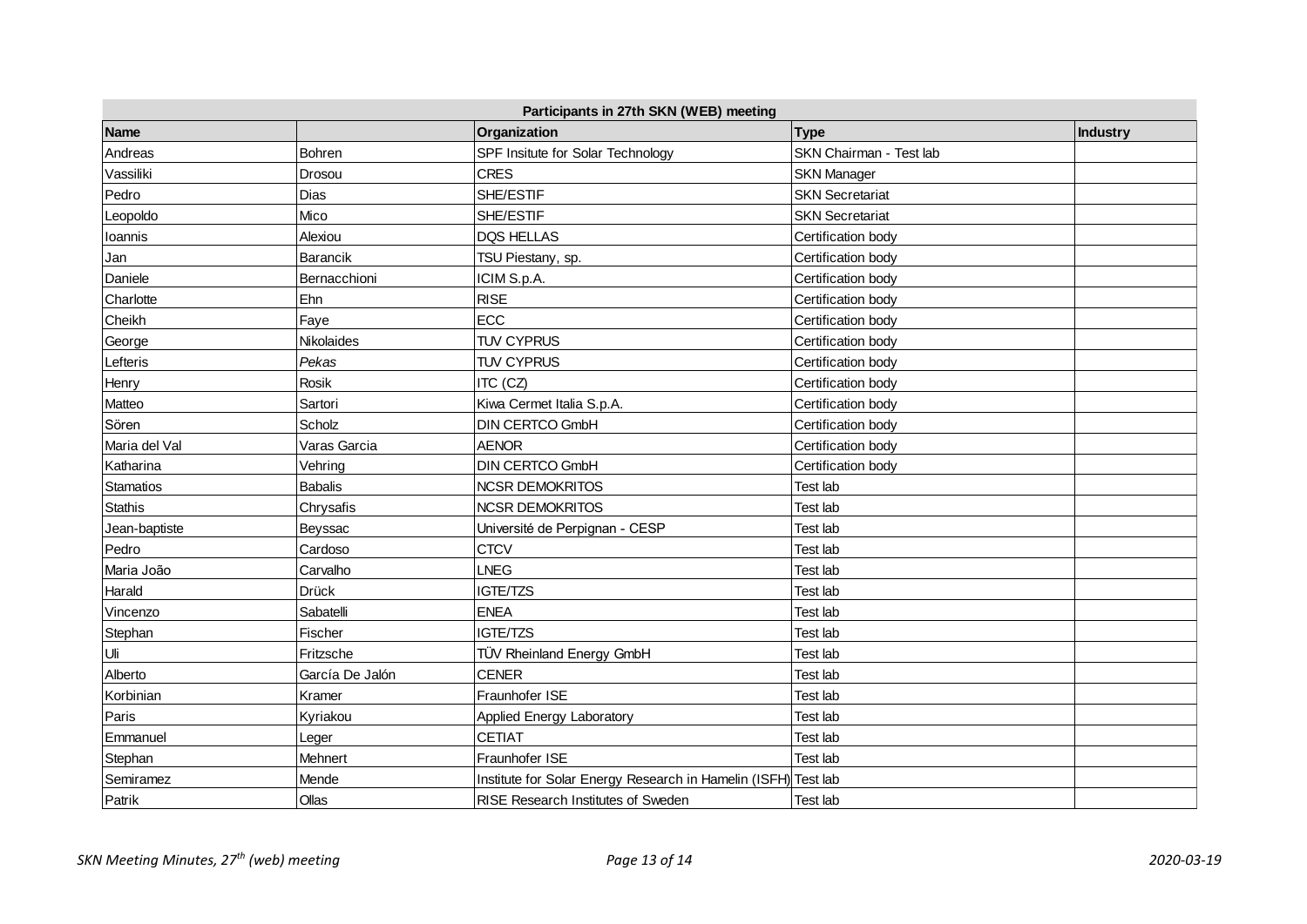| Participants in 27th SKN (WEB) meeting | | | | |
|---|---|---|---|---|
| **Name** | | **Organization** | **Type** | **Industry** |
| Andreas | Bohren | SPF Insitute for Solar Technology | SKN Chairman - Test lab | |
| Vassiliki | Drosou | CRES | SKN Manager | |
| Pedro | Dias | SHE/ESTIF | SKN Secretariat | |
| Leopoldo | Mico | SHE/ESTIF | SKN Secretariat | |
| Ioannis | Alexiou | DQS HELLAS | Certification body | |
| Jan | Barancik | TSU Piestany, sp. | Certification body | |
| Daniele | Bernacchioni | ICIM S.p.A. | Certification body | |
| Charlotte | Ehn | RISE | Certification body | |
| Cheikh | Faye | ECC | Certification body | |
| George | Nikolaides | TUV CYPRUS | Certification body | |
| Lefteris | *Pekas* | TUV CYPRUS | Certification body | |
| Henry | Rosik | ITC (CZ) | Certification body | |
| Matteo | Sartori | Kiwa Cermet Italia S.p.A. | Certification body | |
| Sören | Scholz | DIN CERTCO GmbH | Certification body | |
| Maria del Val | Varas Garcia | AENOR | Certification body | |
| Katharina | Vehring | DIN CERTCO GmbH | Certification body | |
| Stamatios | Babalis | NCSR DEMOKRITOS | Test lab | |
| Stathis | Chrysafis | NCSR DEMOKRITOS | Test lab | |
| Jean-baptiste | Beyssac | Université de Perpignan - CESP | Test lab | |
| Pedro | Cardoso | CTCV | Test lab | |
| Maria João | Carvalho | LNEG | Test lab | |
| Harald | Drück | IGTE/TZS | Test lab | |
| Vincenzo | Sabatelli | ENEA | Test lab | |
| Stephan | Fischer | IGTE/TZS | Test lab | |
| Uli | Fritzsche | TÜV Rheinland Energy GmbH | Test lab | |
| Alberto | García De Jalón | CENER | Test lab | |
| Korbinian | Kramer | Fraunhofer ISE | Test lab | |
| Paris | Kyriakou | Applied Energy Laboratory | Test lab | |
| Emmanuel | Leger | CETIAT | Test lab | |
| Stephan | Mehnert | Fraunhofer ISE | Test lab | |
| Semiramez | Mende | Institute for Solar Energy Research in Hamelin (ISFH) | Test lab | |
| Patrik | Ollas | RISE Research Institutes of Sweden | Test lab | |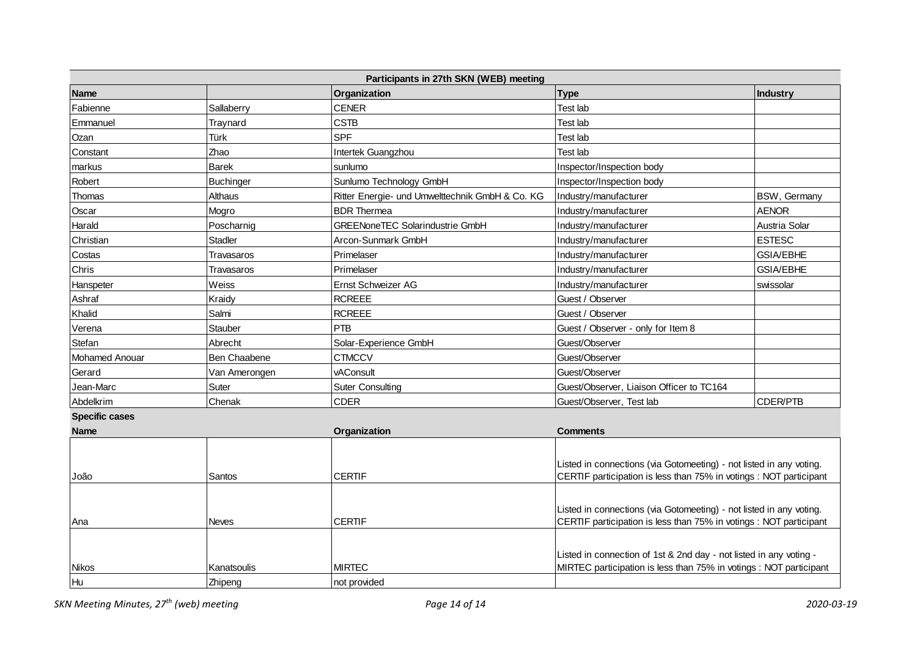| Participants in 27th SKN (WEB) meeting | | | | |
|---|---|---|---|---|
| **Name** | | **Organization** | **Type** | **Industry** |
| Fabienne | Sallaberry | CENER | Test lab | |
| Emmanuel | Traynard | CSTB | Test lab | |
| Ozan | Türk | SPF | Test lab | |
| Constant | Zhao | Intertek Guangzhou | Test lab | |
| markus | Barek | sunlumo | Inspector/Inspection body | |
| Robert | Buchinger | Sunlumo Technology GmbH | Inspector/Inspection body | |
| Thomas | Althaus | Ritter Energie- und Umwelttechnik GmbH & Co. KG | Industry/manufacturer | BSW, Germany |
| Oscar | Mogro | BDR Thermea | Industry/manufacturer | AENOR |
| Harald | Poscharnig | GREENoneTEC Solarindustrie GmbH | Industry/manufacturer | Austria Solar |
| Christian | Stadler | Arcon-Sunmark GmbH | Industry/manufacturer | ESTESC |
| Costas | Travasaros | Primelaser | Industry/manufacturer | GSIA/EBHE |
| Chris | Travasaros | Primelaser | Industry/manufacturer | GSIA/EBHE |
| Hanspeter | Weiss | Ernst Schweizer AG | Industry/manufacturer | swissolar |
| Ashraf | Kraidy | RCREEE | Guest / Observer | |
| Khalid | Salmi | RCREEE | Guest / Observer | |
| Verena | Stauber | PTB | Guest / Observer - only for Item 8 | |
| Stefan | Abrecht | Solar-Experience GmbH | Guest/Observer | |
| Mohamed Anouar | Ben Chaabene | CTMCCV | Guest/Observer | |
| Gerard | Van Amerongen | vAConsult | Guest/Observer | |
| Jean-Marc | Suter | Suter Consulting | Guest/Observer, Liaison Officer to TC164 | |
| Abdelkrim | Chenak | CDER | Guest/Observer, Test lab | CDER/PTB |

**Specific cases**

| **Name** | | **Organization** | **Comments** |
|---|---|---|---|
| João | Santos | CERTIF | Listed in connections (via Gotomeeting) - not listed in any voting. CERTIF participation is less than 75% in votings : NOT participant |
| Ana | Neves | CERTIF | Listed in connections (via Gotomeeting) - not listed in any voting. CERTIF participation is less than 75% in votings : NOT participant |
| Nikos | Kanatsoulis | MIRTEC | Listed in connection of 1st & 2nd day - not listed in any voting - MIRTEC participation is less than 75% in votings : NOT participant |
| Hu | Zhipeng | not provided | |